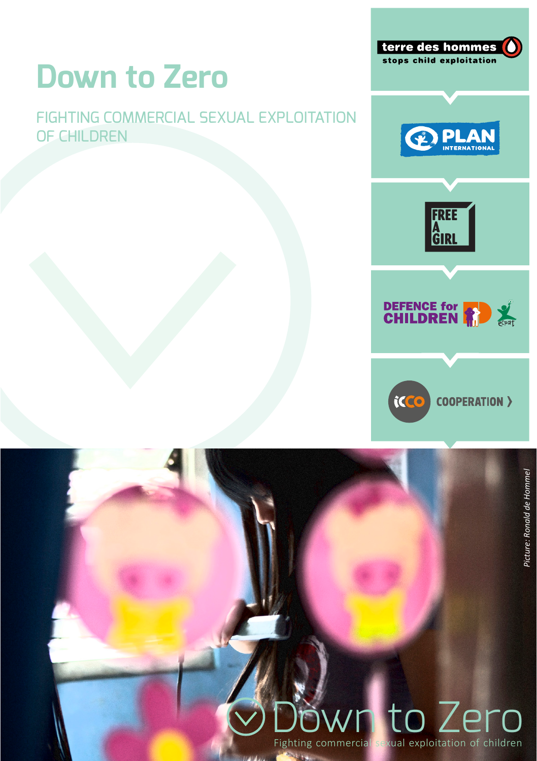# Down to Zero

## FIGHTING COMMERCIAL SEXUAL EXPLOITATION OF CHILDREN

terre des hommes
stops child exploitation

PLAN INTERNATIONAL

FREE A GIRL

DEFENCE for CHILDREN

ecpat

icco COOPERATION

*Picture: Ronald de Hommel*

Down to Zero
Fighting commercial sexual exploitation of children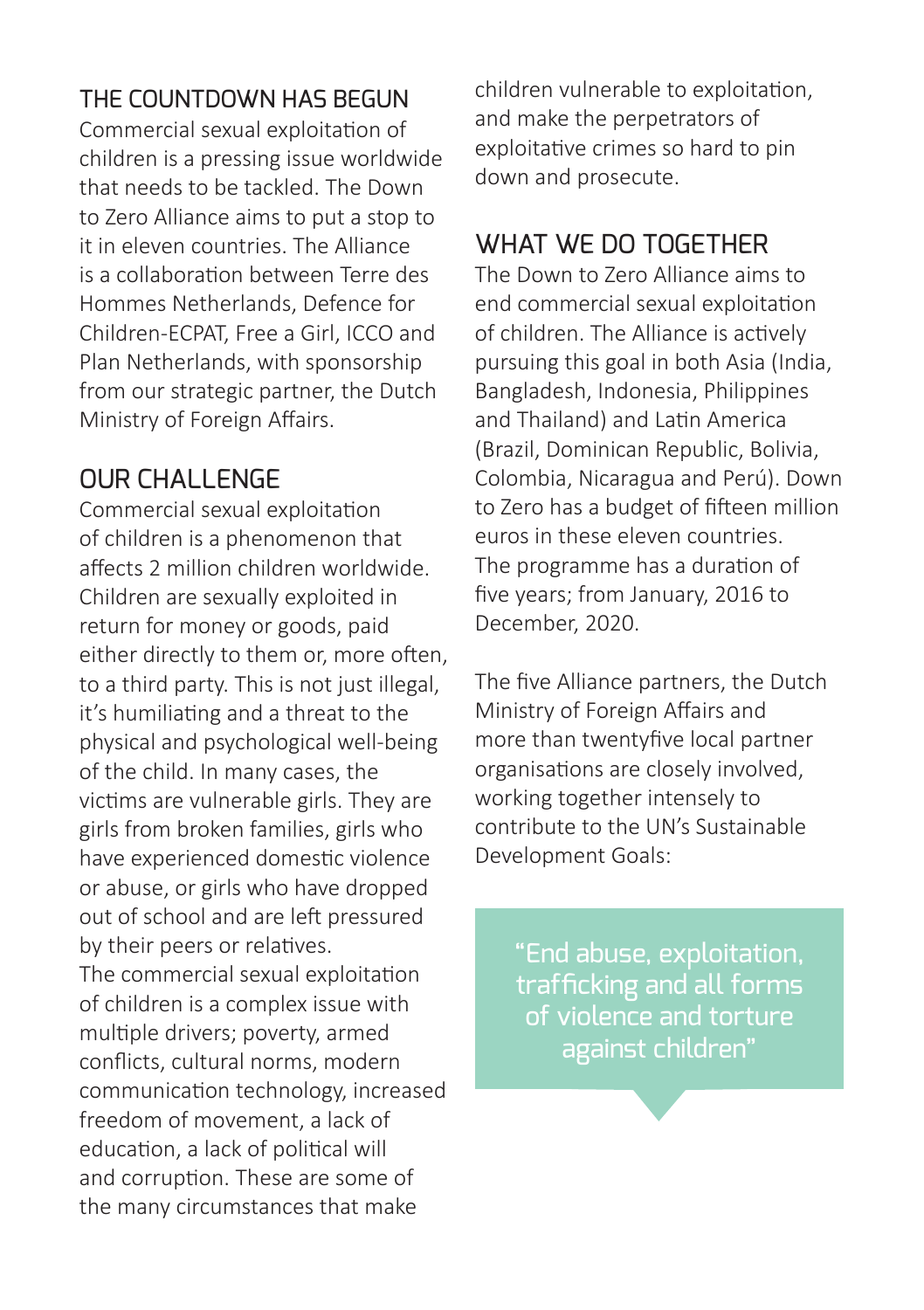## THE COUNTDOWN HAS BEGUN

Commercial sexual exploitation of children is a pressing issue worldwide that needs to be tackled. The Down to Zero Alliance aims to put a stop to it in eleven countries. The Alliance is a collaboration between Terre des Hommes Netherlands, Defence for Children-ECPAT, Free a Girl, ICCO and Plan Netherlands, with sponsorship from our strategic partner, the Dutch Ministry of Foreign Affairs.

## OUR CHALLENGE

Commercial sexual exploitation of children is a phenomenon that affects 2 million children worldwide. Children are sexually exploited in return for money or goods, paid either directly to them or, more often, to a third party. This is not just illegal, it's humiliating and a threat to the physical and psychological well-being of the child. In many cases, the victims are vulnerable girls. They are girls from broken families, girls who have experienced domestic violence or abuse, or girls who have dropped out of school and are left pressured by their peers or relatives.

The commercial sexual exploitation of children is a complex issue with multiple drivers; poverty, armed conflicts, cultural norms, modern communication technology, increased freedom of movement, a lack of education, a lack of political will and corruption. These are some of the many circumstances that make children vulnerable to exploitation, and make the perpetrators of exploitative crimes so hard to pin down and prosecute.

## WHAT WE DO TOGETHER

The Down to Zero Alliance aims to end commercial sexual exploitation of children. The Alliance is actively pursuing this goal in both Asia (India, Bangladesh, Indonesia, Philippines and Thailand) and Latin America (Brazil, Dominican Republic, Bolivia, Colombia, Nicaragua and Perú). Down to Zero has a budget of fifteen million euros in these eleven countries. The programme has a duration of five years; from January, 2016 to December, 2020.

The five Alliance partners, the Dutch Ministry of Foreign Affairs and more than twentyfive local partner organisations are closely involved, working together intensely to contribute to the UN's Sustainable Development Goals:

> "End abuse, exploitation, trafficking and all forms of violence and torture against children"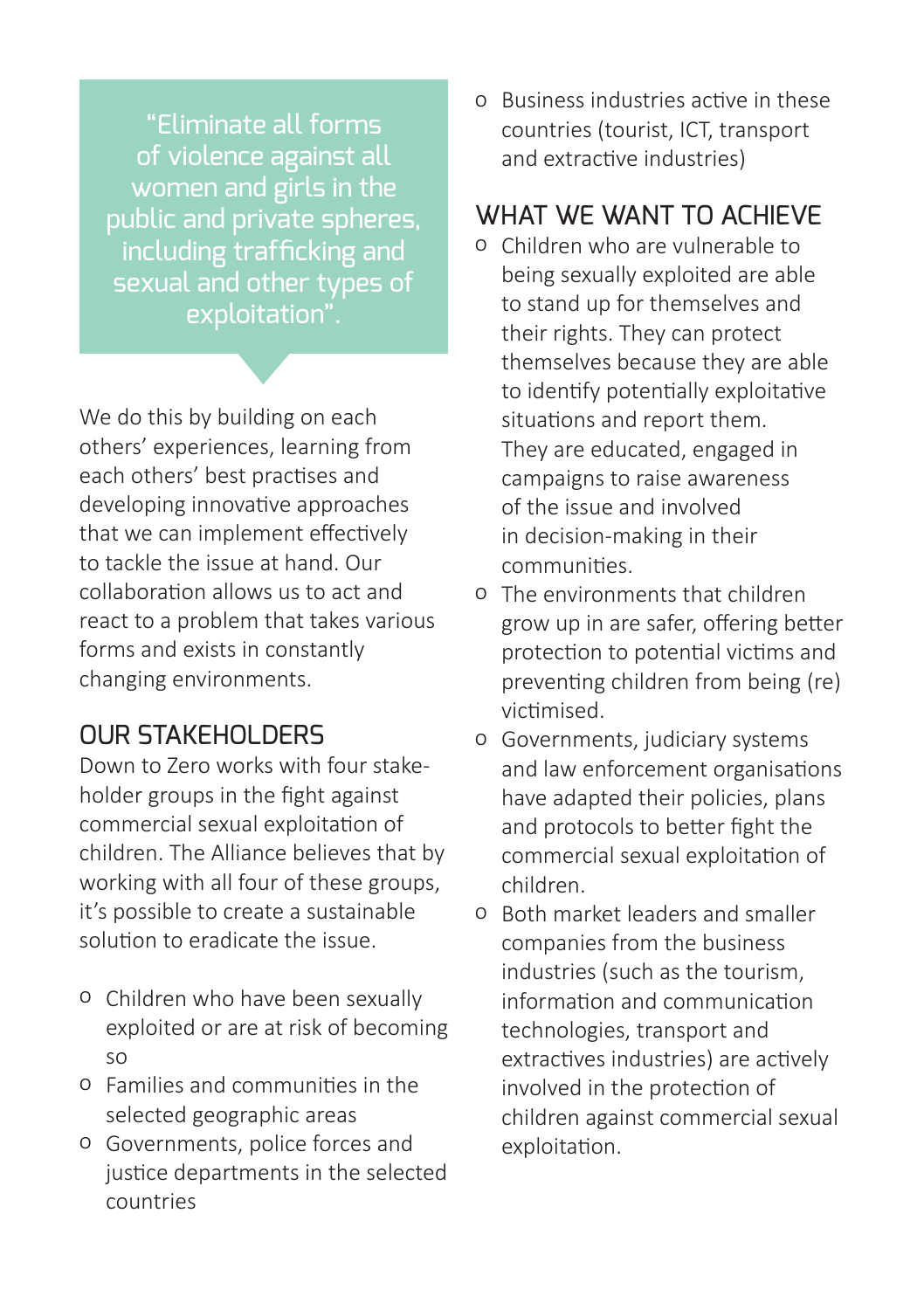> "Eliminate all forms of violence against all women and girls in the public and private spheres, including trafficking and sexual and other types of exploitation".

We do this by building on each others' experiences, learning from each others' best practises and developing innovative approaches that we can implement effectively to tackle the issue at hand. Our collaboration allows us to act and react to a problem that takes various forms and exists in constantly changing environments.

## OUR STAKEHOLDERS

Down to Zero works with four stake-holder groups in the fight against commercial sexual exploitation of children. The Alliance believes that by working with all four of these groups, it's possible to create a sustainable solution to eradicate the issue.

- Children who have been sexually exploited or are at risk of becoming so
- Families and communities in the selected geographic areas
- Governments, police forces and justice departments in the selected countries
- Business industries active in these countries (tourist, ICT, transport and extractive industries)

## WHAT WE WANT TO ACHIEVE

- Children who are vulnerable to being sexually exploited are able to stand up for themselves and their rights. They can protect themselves because they are able to identify potentially exploitative situations and report them. They are educated, engaged in campaigns to raise awareness of the issue and involved in decision-making in their communities.
- The environments that children grow up in are safer, offering better protection to potential victims and preventing children from being (re) victimised.
- Governments, judiciary systems and law enforcement organisations have adapted their policies, plans and protocols to better fight the commercial sexual exploitation of children.
- Both market leaders and smaller companies from the business industries (such as the tourism, information and communication technologies, transport and extractives industries) are actively involved in the protection of children against commercial sexual exploitation.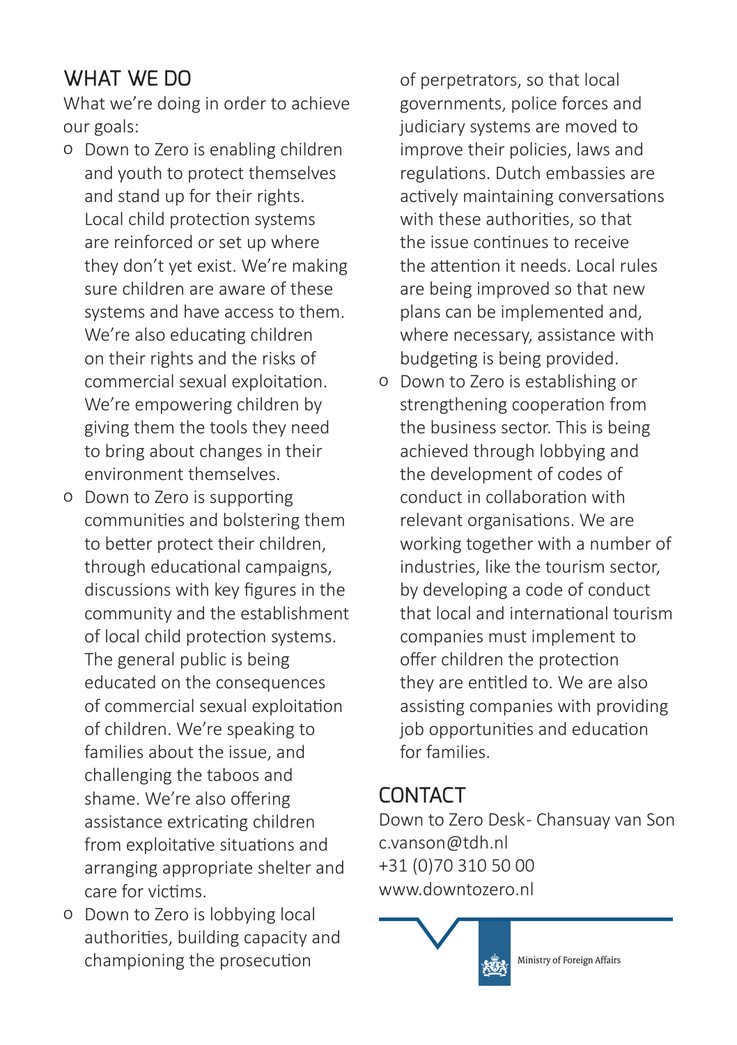## WHAT WE DO

What we're doing in order to achieve our goals:

- Down to Zero is enabling children and youth to protect themselves and stand up for their rights. Local child protection systems are reinforced or set up where they don't yet exist. We're making sure children are aware of these systems and have access to them. We're also educating children on their rights and the risks of commercial sexual exploitation. We're empowering children by giving them the tools they need to bring about changes in their environment themselves.
- Down to Zero is supporting communities and bolstering them to better protect their children, through educational campaigns, discussions with key figures in the community and the establishment of local child protection systems. The general public is being educated on the consequences of commercial sexual exploitation of children. We're speaking to families about the issue, and challenging the taboos and shame. We're also offering assistance extricating children from exploitative situations and arranging appropriate shelter and care for victims.
- Down to Zero is lobbying local authorities, building capacity and championing the prosecution of perpetrators, so that local governments, police forces and judiciary systems are moved to improve their policies, laws and regulations. Dutch embassies are actively maintaining conversations with these authorities, so that the issue continues to receive the attention it needs. Local rules are being improved so that new plans can be implemented and, where necessary, assistance with budgeting is being provided.
- Down to Zero is establishing or strengthening cooperation from the business sector. This is being achieved through lobbying and the development of codes of conduct in collaboration with relevant organisations. We are working together with a number of industries, like the tourism sector, by developing a code of conduct that local and international tourism companies must implement to offer children the protection they are entitled to. We are also assisting companies with providing job opportunities and education for families.

## CONTACT

Down to Zero Desk- Chansuay van Son
c.vanson@tdh.nl
+31 (0)70 310 50 00
www.downtozero.nl

Ministry of Foreign Affairs